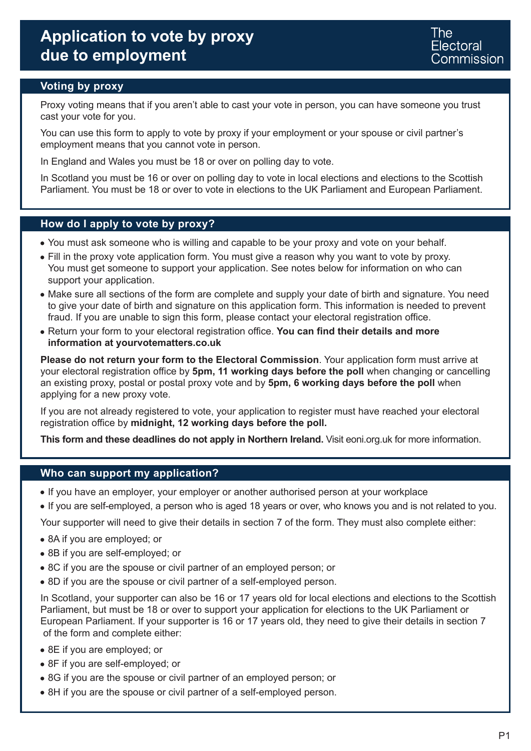# Application to vote by proxy due to employment

The Electoral Commission

## Voting by proxy

Proxy voting means that if you aren't able to cast your vote in person, you can have someone you trust cast your vote for you.

You can use this form to apply to vote by proxy if your employment or your spouse or civil partner's employment means that you cannot vote in person.

In England and Wales you must be 18 or over on polling day to vote.

In Scotland you must be 16 or over on polling day to vote in local elections and elections to the Scottish Parliament. You must be 18 or over to vote in elections to the UK Parliament and European Parliament.

## How do I apply to vote by proxy?

- You must ask someone who is willing and capable to be your proxy and vote on your behalf.
- Fill in the proxy vote application form. You must give a reason why you want to vote by proxy. You must get someone to support your application. See notes below for information on who can support your application.
- Make sure all sections of the form are complete and supply your date of birth and signature. You need to give your date of birth and signature on this application form. This information is needed to prevent fraud. If you are unable to sign this form, please contact your electoral registration office.
- Return your form to your electoral registration office. **You can find their details and more information at yourvotematters.co.uk**

**Please do not return your form to the Electoral Commission**. Your application form must arrive at your electoral registration office by **5pm, 11 working days before the poll** when changing or cancelling an existing proxy, postal or postal proxy vote and by **5pm, 6 working days before the poll** when applying for a new proxy vote.

If you are not already registered to vote, your application to register must have reached your electoral registration office by **midnight, 12 working days before the poll.**

**This form and these deadlines do not apply in Northern Ireland.** Visit eoni.org.uk for more information.

## Who can support my application?

- If you have an employer, your employer or another authorised person at your workplace
- If you are self-employed, a person who is aged 18 years or over, who knows you and is not related to you.

Your supporter will need to give their details in section 7 of the form. They must also complete either:

- 8A if you are employed; or
- 8B if you are self-employed; or
- 8C if you are the spouse or civil partner of an employed person; or
- 8D if you are the spouse or civil partner of a self-employed person.

In Scotland, your supporter can also be 16 or 17 years old for local elections and elections to the Scottish Parliament, but must be 18 or over to support your application for elections to the UK Parliament or European Parliament. If your supporter is 16 or 17 years old, they need to give their details in section 7 of the form and complete either:

- 8E if you are employed; or
- 8F if you are self-employed; or
- 8G if you are the spouse or civil partner of an employed person; or
- 8H if you are the spouse or civil partner of a self-employed person.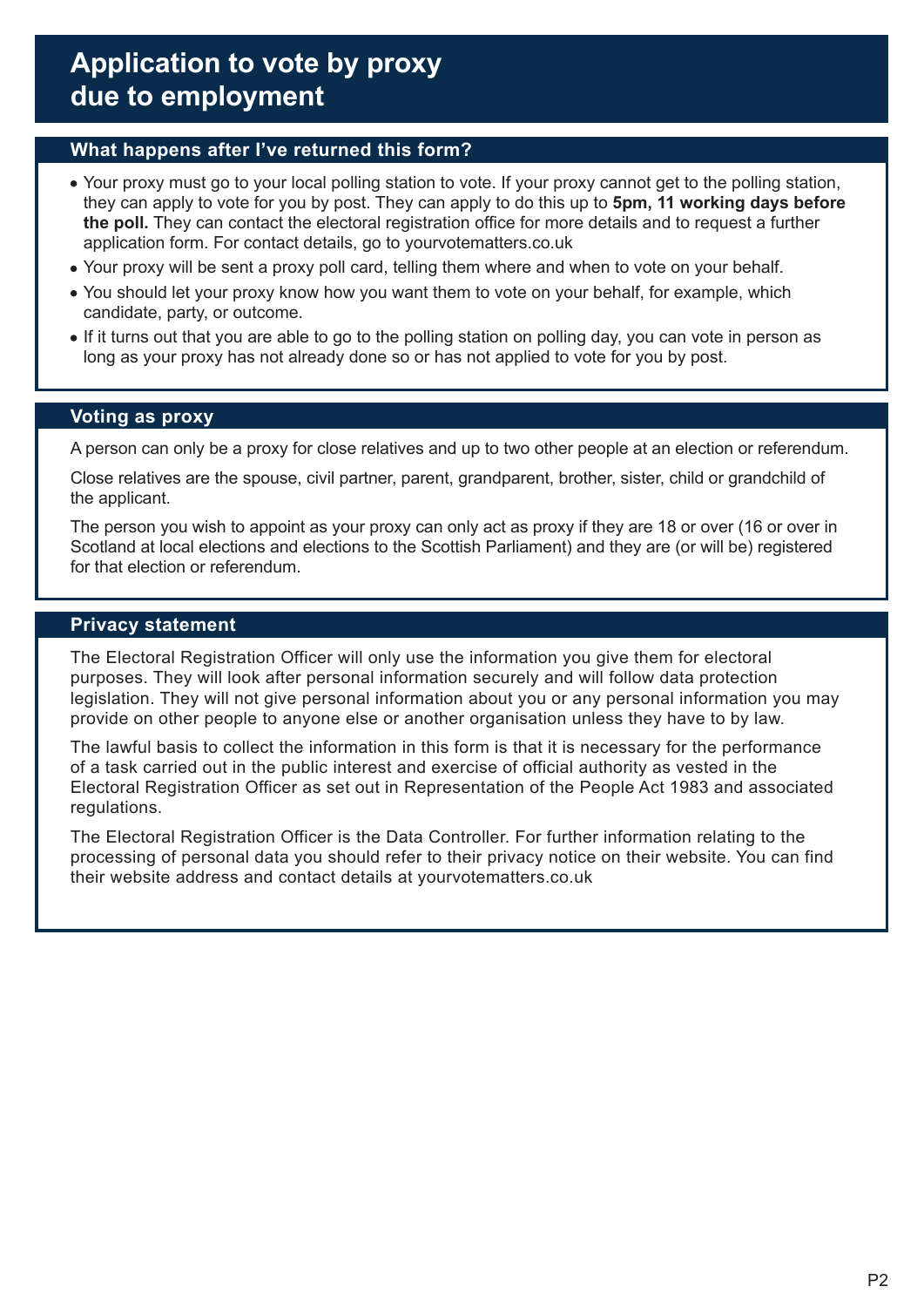# Application to vote by proxy due to employment

## What happens after I've returned this form?

- Your proxy must go to your local polling station to vote. If your proxy cannot get to the polling station, they can apply to vote for you by post. They can apply to do this up to **5pm, 11 working days before the poll.** They can contact the electoral registration office for more details and to request a further application form. For contact details, go to yourvotematters.co.uk
- Your proxy will be sent a proxy poll card, telling them where and when to vote on your behalf.
- You should let your proxy know how you want them to vote on your behalf, for example, which candidate, party, or outcome.
- If it turns out that you are able to go to the polling station on polling day, you can vote in person as long as your proxy has not already done so or has not applied to vote for you by post.

## Voting as proxy

A person can only be a proxy for close relatives and up to two other people at an election or referendum.

Close relatives are the spouse, civil partner, parent, grandparent, brother, sister, child or grandchild of the applicant.

The person you wish to appoint as your proxy can only act as proxy if they are 18 or over (16 or over in Scotland at local elections and elections to the Scottish Parliament) and they are (or will be) registered for that election or referendum.

## Privacy statement

The Electoral Registration Officer will only use the information you give them for electoral purposes. They will look after personal information securely and will follow data protection legislation. They will not give personal information about you or any personal information you may provide on other people to anyone else or another organisation unless they have to by law.

The lawful basis to collect the information in this form is that it is necessary for the performance of a task carried out in the public interest and exercise of official authority as vested in the Electoral Registration Officer as set out in Representation of the People Act 1983 and associated regulations.

The Electoral Registration Officer is the Data Controller. For further information relating to the processing of personal data you should refer to their privacy notice on their website. You can find their website address and contact details at yourvotematters.co.uk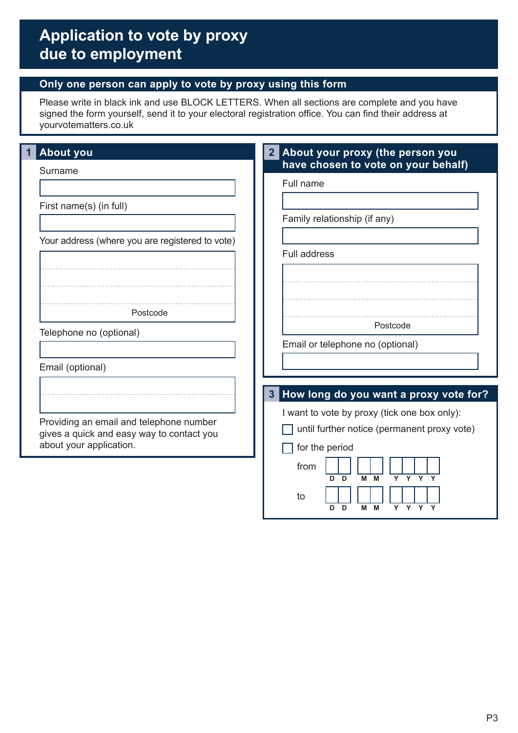# Application to vote by proxy due to employment

## Only one person can apply to vote by proxy using this form

Please write in black ink and use BLOCK LETTERS. When all sections are complete and you have signed the form yourself, send it to your electoral registration office. You can find their address at yourvotematters.co.uk

## 1 About you

Surname

First name(s) (in full)

Your address (where you are registered to vote)

Postcode

Telephone no (optional)

Email (optional)

Providing an email and telephone number gives a quick and easy way to contact you about your application.

## 2 About your proxy (the person you have chosen to vote on your behalf)

Full name

Family relationship (if any)

Full address

Postcode

Email or telephone no (optional)

## 3 How long do you want a proxy vote for?

I want to vote by proxy (tick one box only):

- ☐ until further notice (permanent proxy vote)
- ☐ for the period

from D D M M Y Y Y Y

to D D M M Y Y Y Y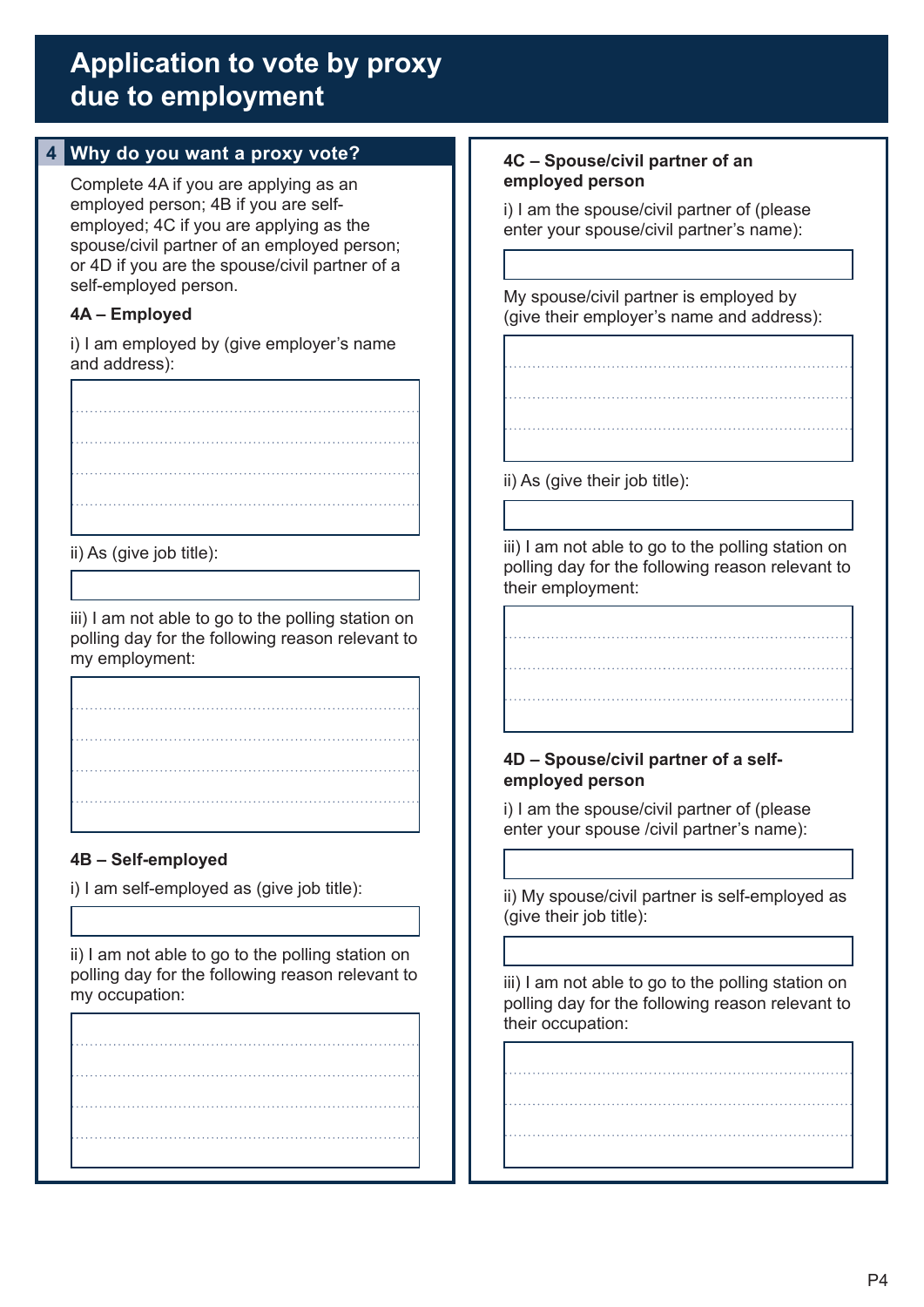# Application to vote by proxy due to employment

## 4 Why do you want a proxy vote?

Complete 4A if you are applying as an employed person; 4B if you are self-employed; 4C if you are applying as the spouse/civil partner of an employed person; or 4D if you are the spouse/civil partner of a self-employed person.

### 4A – Employed

i) I am employed by (give employer's name and address):

ii) As (give job title):

iii) I am not able to go to the polling station on polling day for the following reason relevant to my employment:

### 4B – Self-employed

i) I am self-employed as (give job title):

ii) I am not able to go to the polling station on polling day for the following reason relevant to my occupation:

### 4C – Spouse/civil partner of an employed person

i) I am the spouse/civil partner of (please enter your spouse/civil partner's name):

My spouse/civil partner is employed by (give their employer's name and address):

ii) As (give their job title):

iii) I am not able to go to the polling station on polling day for the following reason relevant to their employment:

### 4D – Spouse/civil partner of a self-employed person

i) I am the spouse/civil partner of (please enter your spouse /civil partner's name):

ii) My spouse/civil partner is self-employed as (give their job title):

iii) I am not able to go to the polling station on polling day for the following reason relevant to their occupation: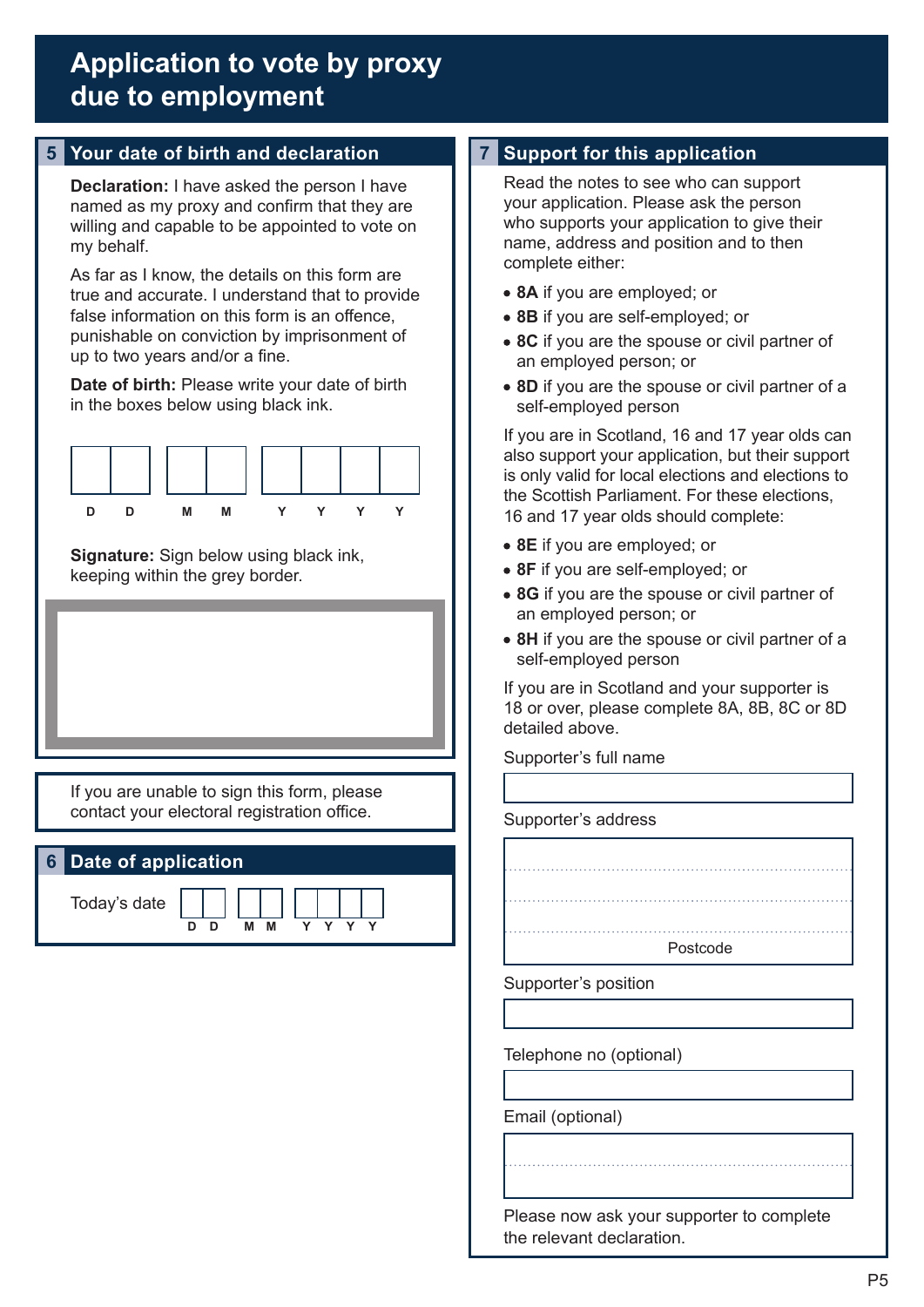# Application to vote by proxy due to employment

## 5 Your date of birth and declaration

**Declaration:** I have asked the person I have named as my proxy and confirm that they are willing and capable to be appointed to vote on my behalf.

As far as I know, the details on this form are true and accurate. I understand that to provide false information on this form is an offence, punishable on conviction by imprisonment of up to two years and/or a fine.

**Date of birth:** Please write your date of birth in the boxes below using black ink.

D D M M Y Y Y Y

**Signature:** Sign below using black ink, keeping within the grey border.

If you are unable to sign this form, please contact your electoral registration office.

## 6 Date of application

Today's date D D M M Y Y Y Y

## 7 Support for this application

Read the notes to see who can support your application. Please ask the person who supports your application to give their name, address and position and to then complete either:

- **8A** if you are employed; or
- **8B** if you are self-employed; or
- **8C** if you are the spouse or civil partner of an employed person; or
- **8D** if you are the spouse or civil partner of a self-employed person

If you are in Scotland, 16 and 17 year olds can also support your application, but their support is only valid for local elections and elections to the Scottish Parliament. For these elections, 16 and 17 year olds should complete:

- **8E** if you are employed; or
- **8F** if you are self-employed; or
- **8G** if you are the spouse or civil partner of an employed person; or
- **8H** if you are the spouse or civil partner of a self-employed person

If you are in Scotland and your supporter is 18 or over, please complete 8A, 8B, 8C or 8D detailed above.

Supporter's full name

Supporter's address

Postcode

Supporter's position

Telephone no (optional)

Email (optional)

Please now ask your supporter to complete the relevant declaration.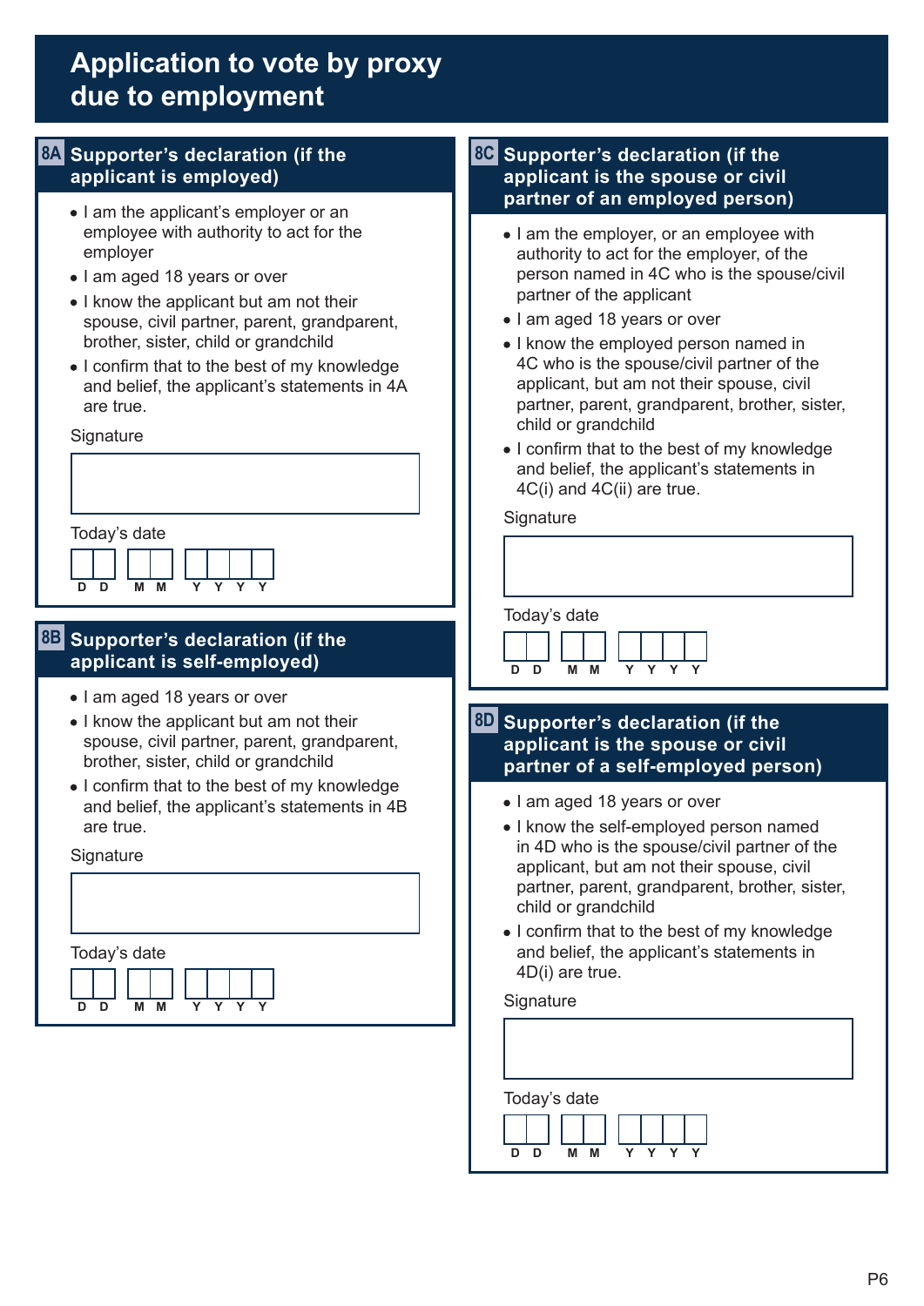# Application to vote by proxy due to employment

## 8A Supporter's declaration (if the applicant is employed)

- I am the applicant's employer or an employee with authority to act for the employer
- I am aged 18 years or over
- I know the applicant but am not their spouse, civil partner, parent, grandparent, brother, sister, child or grandchild
- I confirm that to the best of my knowledge and belief, the applicant's statements in 4A are true.

Signature

Today's date

D D | M M | Y Y Y Y

## 8B Supporter's declaration (if the applicant is self-employed)

- I am aged 18 years or over
- I know the applicant but am not their spouse, civil partner, parent, grandparent, brother, sister, child or grandchild
- I confirm that to the best of my knowledge and belief, the applicant's statements in 4B are true.

Signature

Today's date

D D | M M | Y Y Y Y

## 8C Supporter's declaration (if the applicant is the spouse or civil partner of an employed person)

- I am the employer, or an employee with authority to act for the employer, of the person named in 4C who is the spouse/civil partner of the applicant
- I am aged 18 years or over
- I know the employed person named in 4C who is the spouse/civil partner of the applicant, but am not their spouse, civil partner, parent, grandparent, brother, sister, child or grandchild
- I confirm that to the best of my knowledge and belief, the applicant's statements in 4C(i) and 4C(ii) are true.

Signature

Today's date

D D | M M | Y Y Y Y

## 8D Supporter's declaration (if the applicant is the spouse or civil partner of a self-employed person)

- I am aged 18 years or over
- I know the self-employed person named in 4D who is the spouse/civil partner of the applicant, but am not their spouse, civil partner, parent, grandparent, brother, sister, child or grandchild
- I confirm that to the best of my knowledge and belief, the applicant's statements in 4D(i) are true.

Signature

Today's date

D D | M M | Y Y Y Y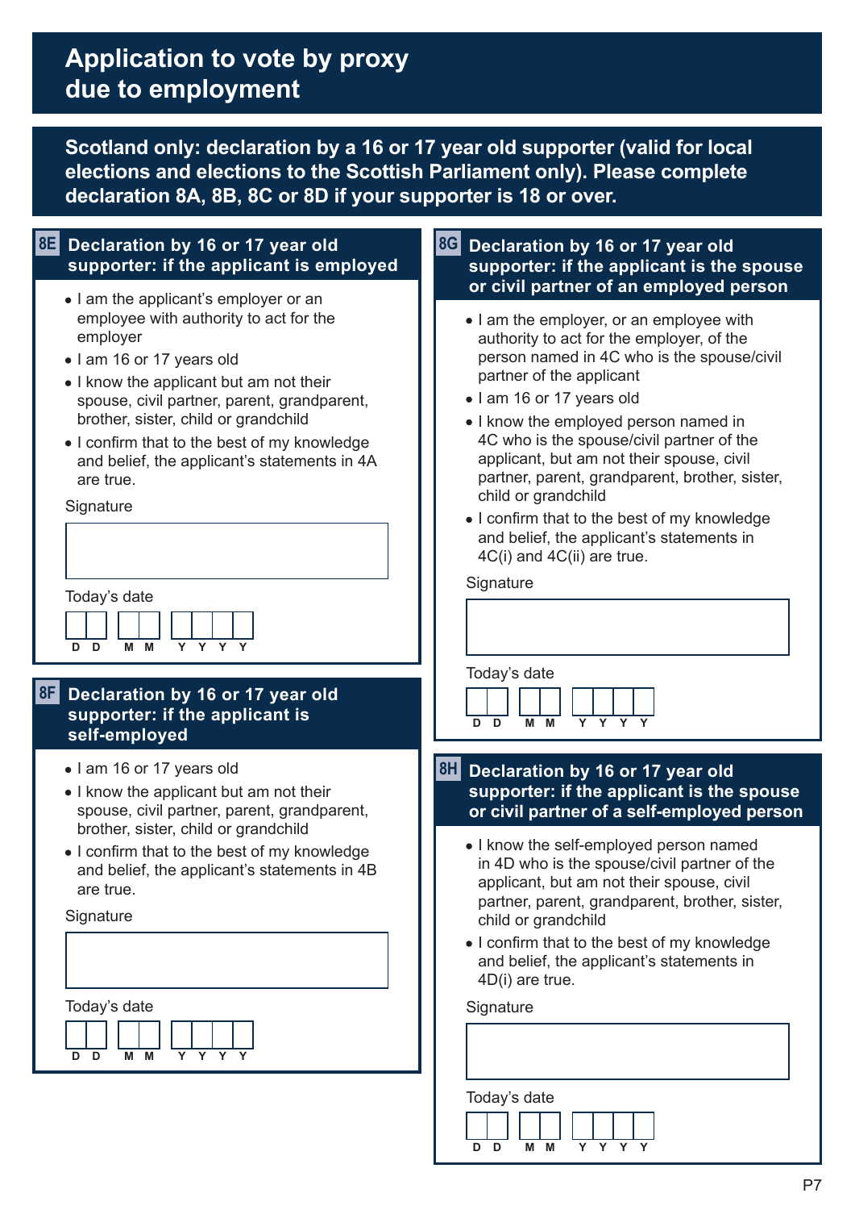# Application to vote by proxy due to employment

## Scotland only: declaration by a 16 or 17 year old supporter (valid for local elections and elections to the Scottish Parliament only). Please complete declaration 8A, 8B, 8C or 8D if your supporter is 18 or over.

### 8E Declaration by 16 or 17 year old supporter: if the applicant is employed

- I am the applicant's employer or an employee with authority to act for the employer
- I am 16 or 17 years old
- I know the applicant but am not their spouse, civil partner, parent, grandparent, brother, sister, child or grandchild
- I confirm that to the best of my knowledge and belief, the applicant's statements in 4A are true.

Signature

Today's date

D D M M Y Y Y Y

### 8F Declaration by 16 or 17 year old supporter: if the applicant is self-employed

- I am 16 or 17 years old
- I know the applicant but am not their spouse, civil partner, parent, grandparent, brother, sister, child or grandchild
- I confirm that to the best of my knowledge and belief, the applicant's statements in 4B are true.

Signature

Today's date

D D M M Y Y Y Y

### 8G Declaration by 16 or 17 year old supporter: if the applicant is the spouse or civil partner of an employed person

- I am the employer, or an employee with authority to act for the employer, of the person named in 4C who is the spouse/civil partner of the applicant
- I am 16 or 17 years old
- I know the employed person named in 4C who is the spouse/civil partner of the applicant, but am not their spouse, civil partner, parent, grandparent, brother, sister, child or grandchild
- I confirm that to the best of my knowledge and belief, the applicant's statements in 4C(i) and 4C(ii) are true.

Signature

Today's date

D D M M Y Y Y Y

### 8H Declaration by 16 or 17 year old supporter: if the applicant is the spouse or civil partner of a self-employed person

- I know the self-employed person named in 4D who is the spouse/civil partner of the applicant, but am not their spouse, civil partner, parent, grandparent, brother, sister, child or grandchild
- I confirm that to the best of my knowledge and belief, the applicant's statements in 4D(i) are true.

Signature

Today's date

D D M M Y Y Y Y